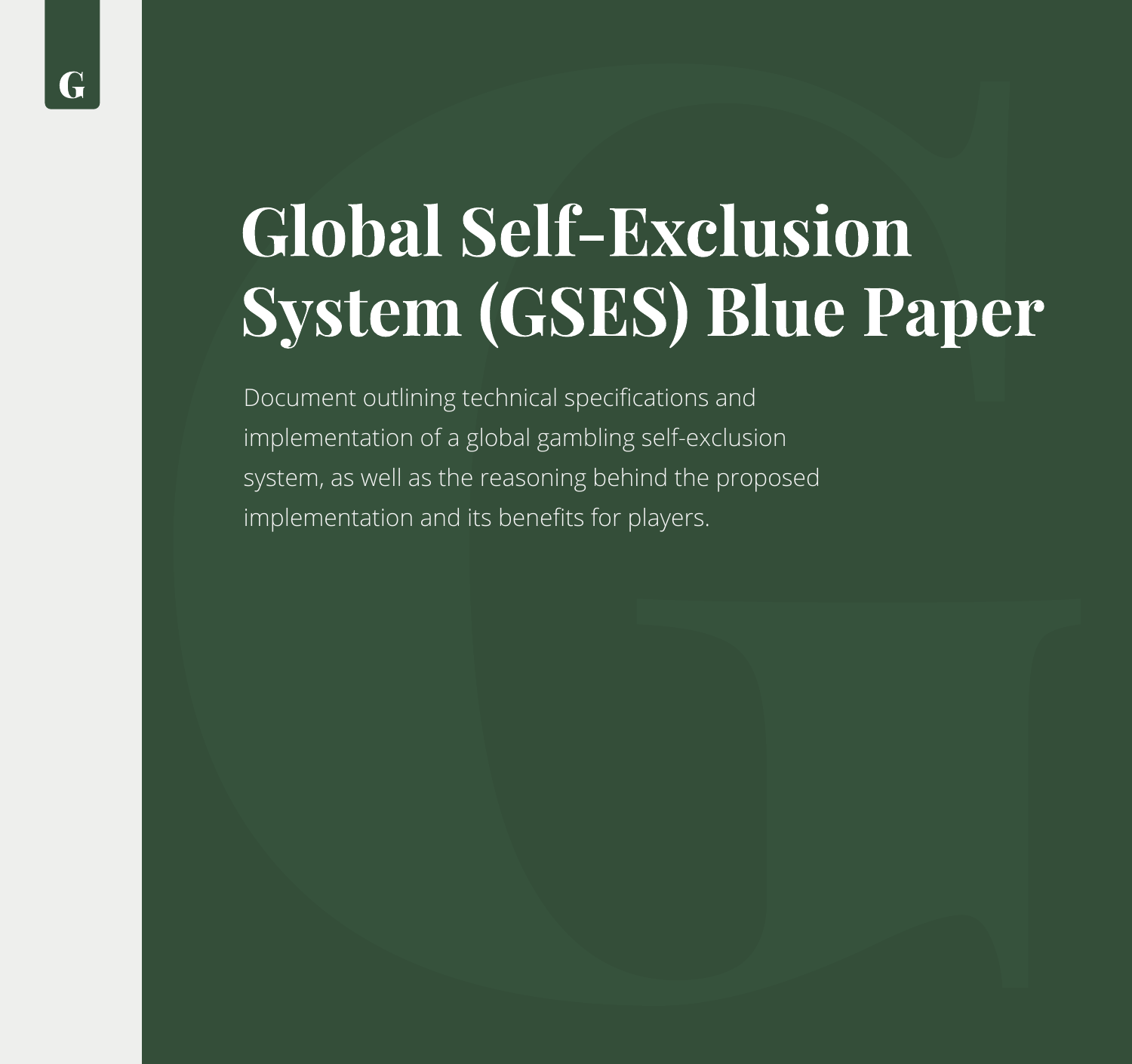# Global Self-Exclusion System (GSES) Blue Paper

Document outlining technical specifications and implementation of a global gambling self-exclusion system, as well as the reasoning behind the proposed implementation and its benefits for players.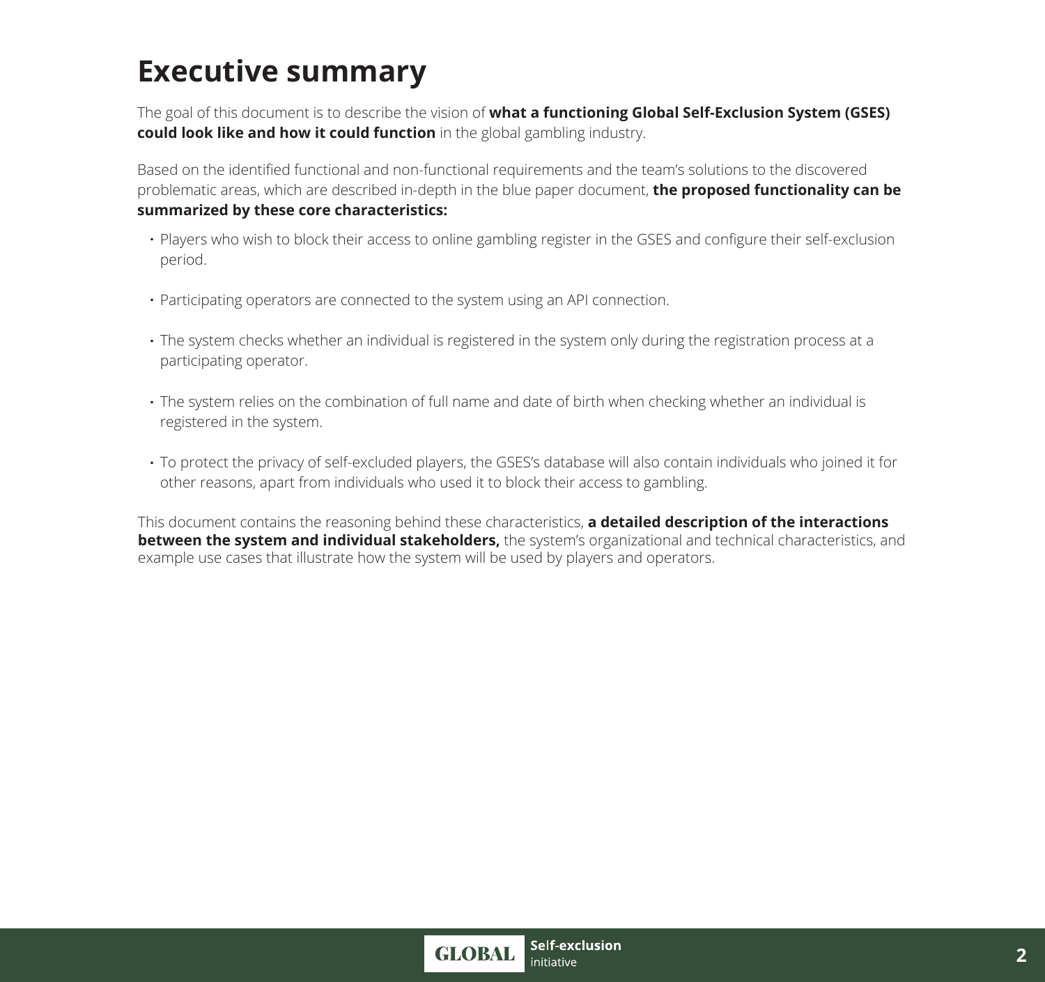# Executive summary

The goal of this document is to describe the vision of **what a functioning Global Self-Exclusion System (GSES) could look like and how it could function** in the global gambling industry.

Based on the identified functional and non-functional requirements and the team's solutions to the discovered problematic areas, which are described in-depth in the blue paper document, **the proposed functionality can be summarized by these core characteristics:**

- Players who wish to block their access to online gambling register in the GSES and configure their self-exclusion period.
- Participating operators are connected to the system using an API connection.
- The system checks whether an individual is registered in the system only during the registration process at a participating operator.
- The system relies on the combination of full name and date of birth when checking whether an individual is registered in the system.
- To protect the privacy of self-excluded players, the GSES's database will also contain individuals who joined it for other reasons, apart from individuals who used it to block their access to gambling.

This document contains the reasoning behind these characteristics, **a detailed description of the interactions between the system and individual stakeholders,** the system's organizational and technical characteristics, and example use cases that illustrate how the system will be used by players and operators.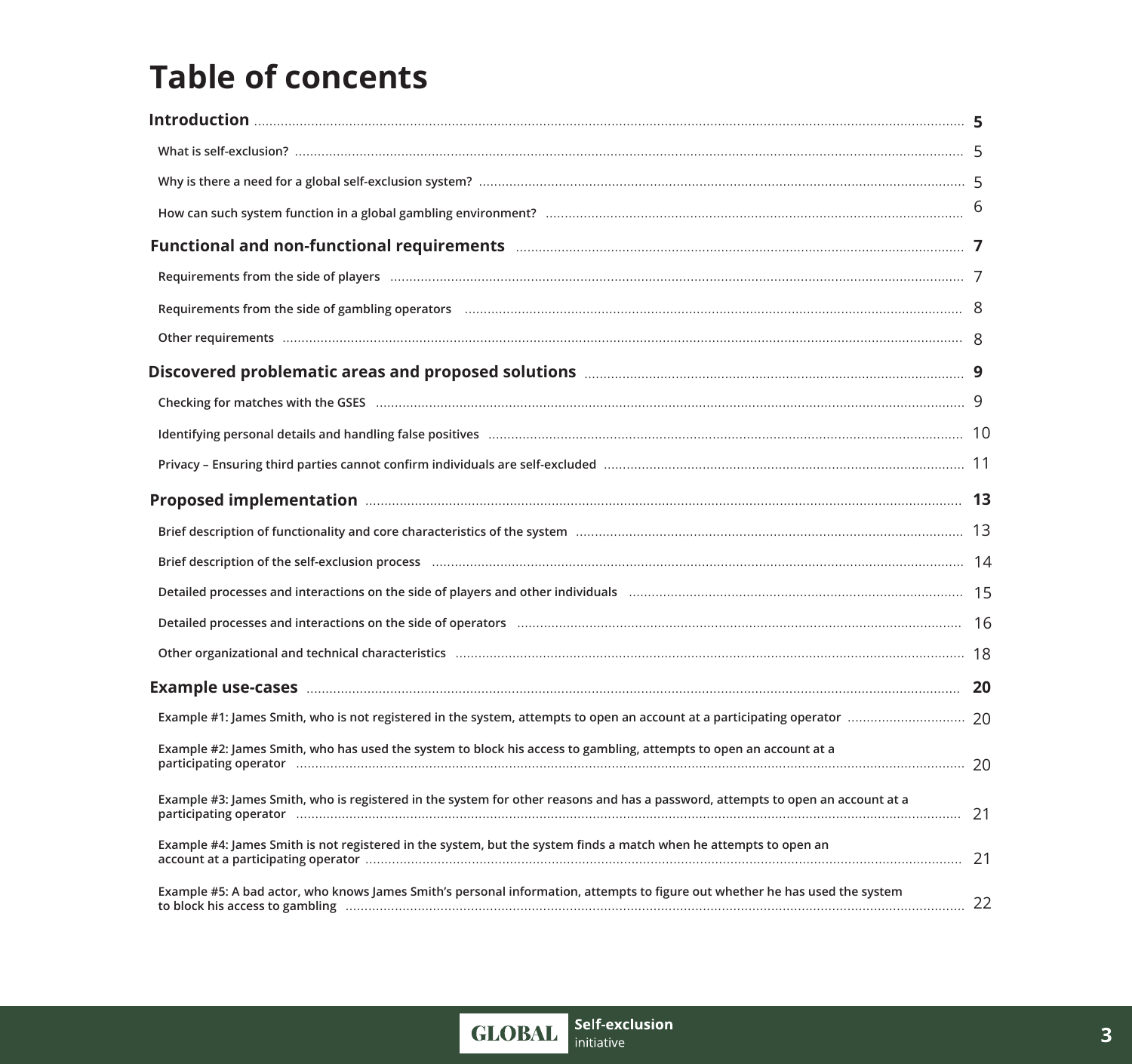# Table of concents

**Introduction** .................... **5**

- What is self-exclusion? .................... 5
- Why is there a need for a global self-exclusion system? .................... 5
- How can such system function in a global gambling environment? .................... 6

**Functional and non-functional requirements** .................... **7**

- Requirements from the side of players .................... 7
- Requirements from the side of gambling operators .................... 8
- Other requirements .................... 8

**Discovered problematic areas and proposed solutions** .................... **9**

- Checking for matches with the GSES .................... 9
- Identifying personal details and handling false positives .................... 10
- Privacy – Ensuring third parties cannot confirm individuals are self-excluded .................... 11

**Proposed implementation** .................... **13**

- Brief description of functionality and core characteristics of the system .................... 13
- Brief description of the self-exclusion process .................... 14
- Detailed processes and interactions on the side of players and other individuals .................... 15
- Detailed processes and interactions on the side of operators .................... 16
- Other organizational and technical characteristics .................... 18

**Example use-cases** .................... **20**

- Example #1: James Smith, who is not registered in the system, attempts to open an account at a participating operator .................... 20
- Example #2: James Smith, who has used the system to block his access to gambling, attempts to open an account at a participating operator .................... 20
- Example #3: James Smith, who is registered in the system for other reasons and has a password, attempts to open an account at a participating operator .................... 21
- Example #4: James Smith is not registered in the system, but the system finds a match when he attempts to open an account at a participating operator .................... 21
- Example #5: A bad actor, who knows James Smith's personal information, attempts to figure out whether he has used the system to block his access to gambling .................... 22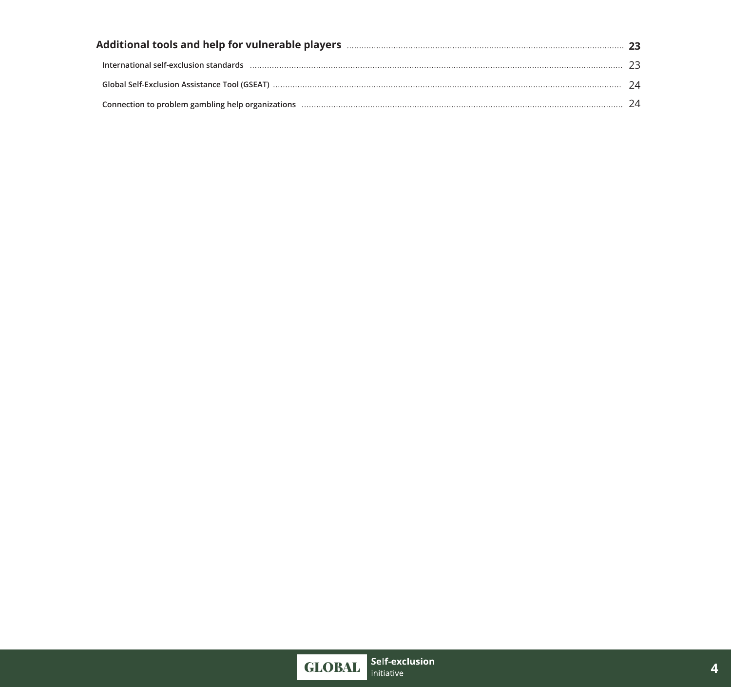**Additional tools and help for vulnerable players** ........ **23**

- International self-exclusion standards ........ 23
- Global Self-Exclusion Assistance Tool (GSEAT) ........ 24
- Connection to problem gambling help organizations ........ 24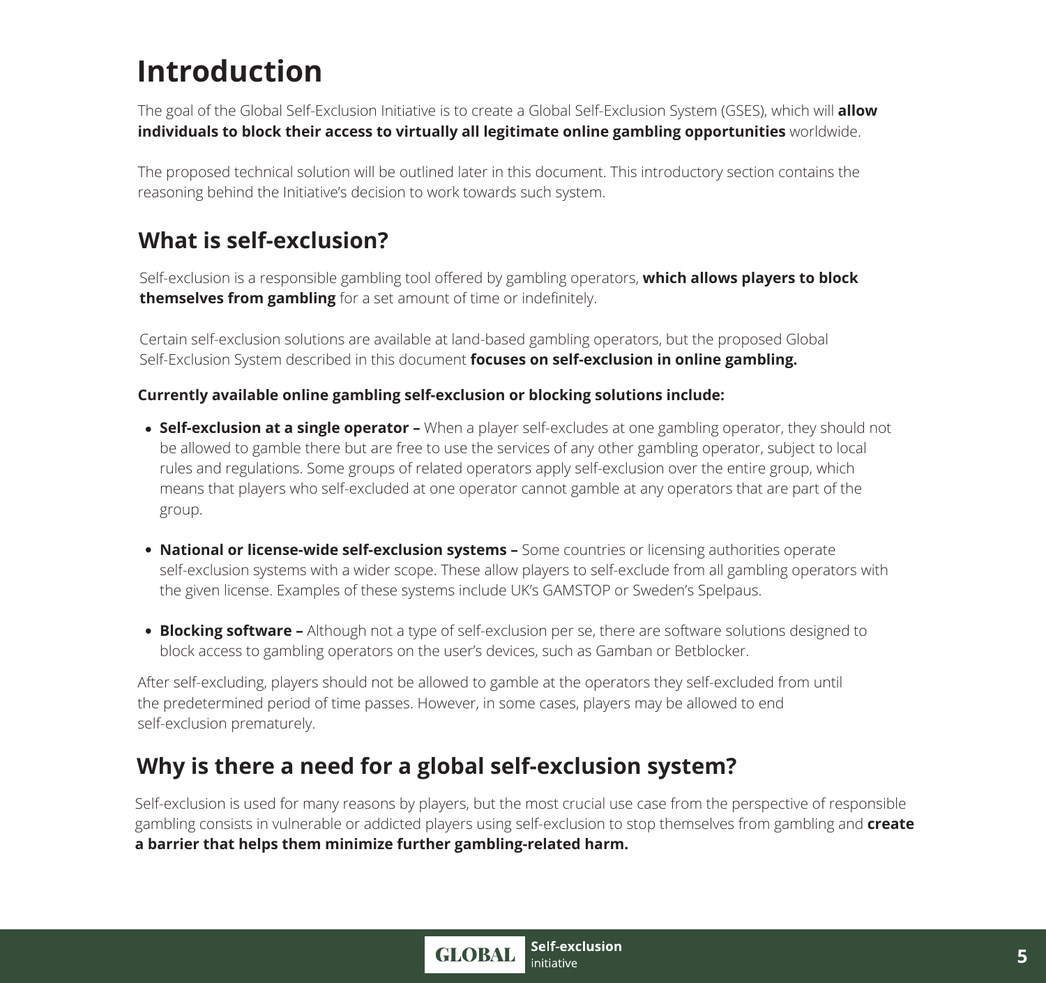# Introduction

The goal of the Global Self-Exclusion Initiative is to create a Global Self-Exclusion System (GSES), which will **allow individuals to block their access to virtually all legitimate online gambling opportunities** worldwide.

The proposed technical solution will be outlined later in this document. This introductory section contains the reasoning behind the Initiative's decision to work towards such system.

## What is self-exclusion?

Self-exclusion is a responsible gambling tool offered by gambling operators, **which allows players to block themselves from gambling** for a set amount of time or indefinitely.

Certain self-exclusion solutions are available at land-based gambling operators, but the proposed Global Self-Exclusion System described in this document **focuses on self-exclusion in online gambling.**

**Currently available online gambling self-exclusion or blocking solutions include:**

- **Self-exclusion at a single operator –** When a player self-excludes at one gambling operator, they should not be allowed to gamble there but are free to use the services of any other gambling operator, subject to local rules and regulations. Some groups of related operators apply self-exclusion over the entire group, which means that players who self-excluded at one operator cannot gamble at any operators that are part of the group.
- **National or license-wide self-exclusion systems –** Some countries or licensing authorities operate self-exclusion systems with a wider scope. These allow players to self-exclude from all gambling operators with the given license. Examples of these systems include UK's GAMSTOP or Sweden's Spelpaus.
- **Blocking software –** Although not a type of self-exclusion per se, there are software solutions designed to block access to gambling operators on the user's devices, such as Gamban or Betblocker.

After self-excluding, players should not be allowed to gamble at the operators they self-excluded from until the predetermined period of time passes. However, in some cases, players may be allowed to end self-exclusion prematurely.

## Why is there a need for a global self-exclusion system?

Self-exclusion is used for many reasons by players, but the most crucial use case from the perspective of responsible gambling consists in vulnerable or addicted players using self-exclusion to stop themselves from gambling and **create a barrier that helps them minimize further gambling-related harm.**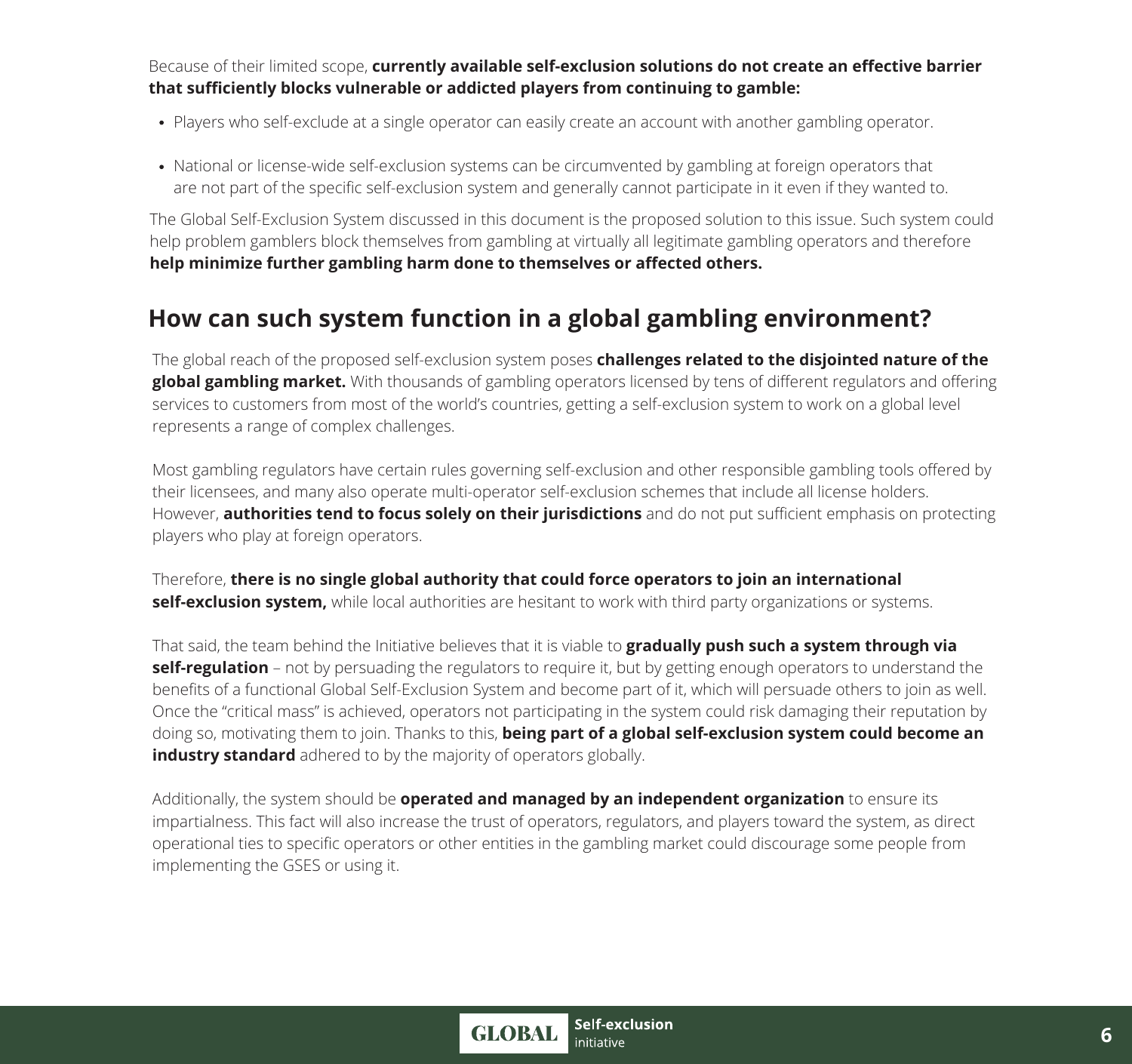Because of their limited scope, **currently available self-exclusion solutions do not create an effective barrier that sufficiently blocks vulnerable or addicted players from continuing to gamble:**

- Players who self-exclude at a single operator can easily create an account with another gambling operator.
- National or license-wide self-exclusion systems can be circumvented by gambling at foreign operators that are not part of the specific self-exclusion system and generally cannot participate in it even if they wanted to.

The Global Self-Exclusion System discussed in this document is the proposed solution to this issue. Such system could help problem gamblers block themselves from gambling at virtually all legitimate gambling operators and therefore **help minimize further gambling harm done to themselves or affected others.**

## How can such system function in a global gambling environment?

The global reach of the proposed self-exclusion system poses **challenges related to the disjointed nature of the global gambling market.** With thousands of gambling operators licensed by tens of different regulators and offering services to customers from most of the world's countries, getting a self-exclusion system to work on a global level represents a range of complex challenges.

Most gambling regulators have certain rules governing self-exclusion and other responsible gambling tools offered by their licensees, and many also operate multi-operator self-exclusion schemes that include all license holders. However, **authorities tend to focus solely on their jurisdictions** and do not put sufficient emphasis on protecting players who play at foreign operators.

Therefore, **there is no single global authority that could force operators to join an international self-exclusion system,** while local authorities are hesitant to work with third party organizations or systems.

That said, the team behind the Initiative believes that it is viable to **gradually push such a system through via self-regulation** – not by persuading the regulators to require it, but by getting enough operators to understand the benefits of a functional Global Self-Exclusion System and become part of it, which will persuade others to join as well. Once the "critical mass" is achieved, operators not participating in the system could risk damaging their reputation by doing so, motivating them to join. Thanks to this, **being part of a global self-exclusion system could become an industry standard** adhered to by the majority of operators globally.

Additionally, the system should be **operated and managed by an independent organization** to ensure its impartialness. This fact will also increase the trust of operators, regulators, and players toward the system, as direct operational ties to specific operators or other entities in the gambling market could discourage some people from implementing the GSES or using it.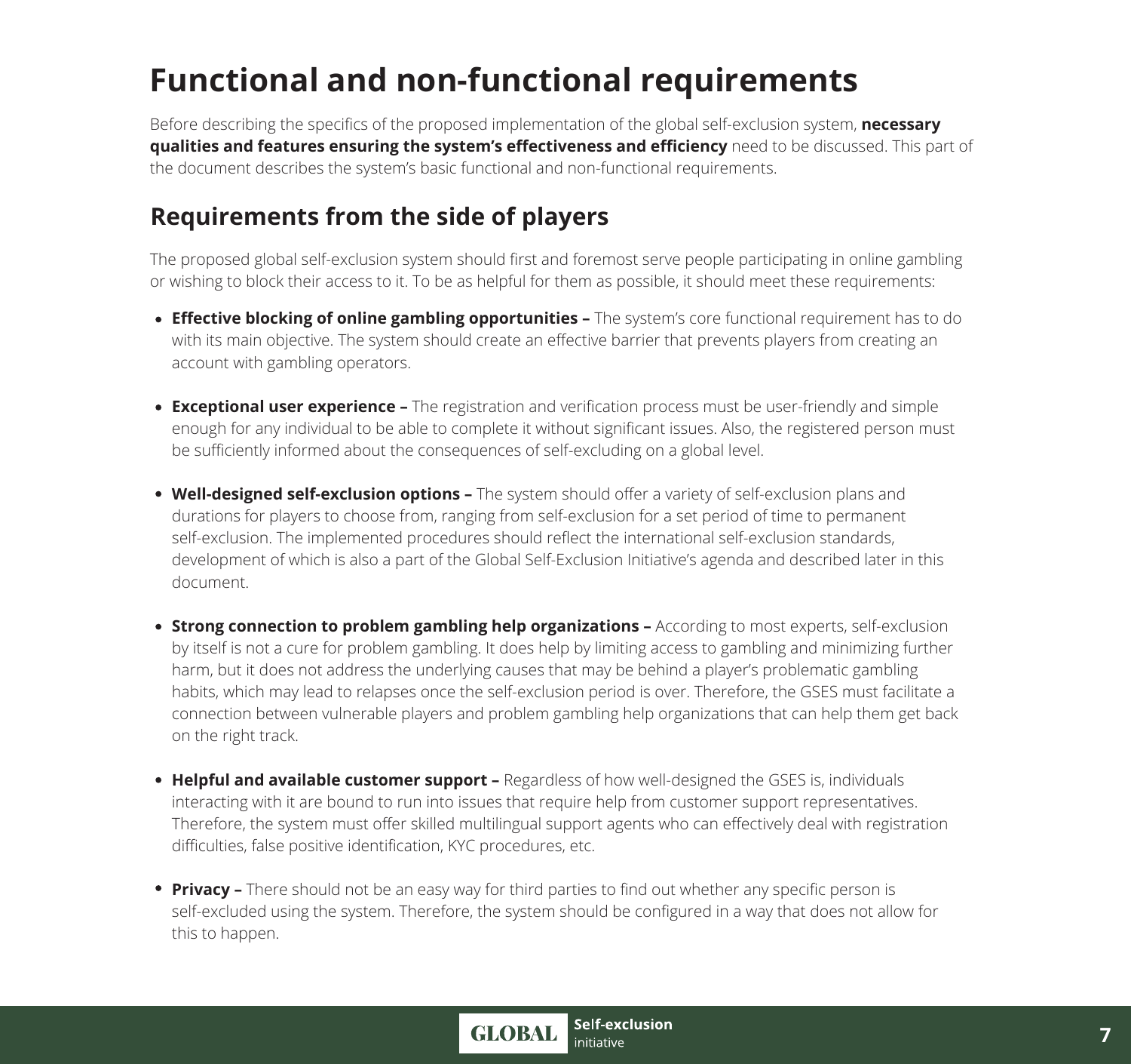# Functional and non-functional requirements

Before describing the specifics of the proposed implementation of the global self-exclusion system, **necessary qualities and features ensuring the system's effectiveness and efficiency** need to be discussed. This part of the document describes the system's basic functional and non-functional requirements.

## Requirements from the side of players

The proposed global self-exclusion system should first and foremost serve people participating in online gambling or wishing to block their access to it. To be as helpful for them as possible, it should meet these requirements:

- **Effective blocking of online gambling opportunities –** The system's core functional requirement has to do with its main objective. The system should create an effective barrier that prevents players from creating an account with gambling operators.
- **Exceptional user experience –** The registration and verification process must be user-friendly and simple enough for any individual to be able to complete it without significant issues. Also, the registered person must be sufficiently informed about the consequences of self-excluding on a global level.
- **Well-designed self-exclusion options –** The system should offer a variety of self-exclusion plans and durations for players to choose from, ranging from self-exclusion for a set period of time to permanent self-exclusion. The implemented procedures should reflect the international self-exclusion standards, development of which is also a part of the Global Self-Exclusion Initiative's agenda and described later in this document.
- **Strong connection to problem gambling help organizations –** According to most experts, self-exclusion by itself is not a cure for problem gambling. It does help by limiting access to gambling and minimizing further harm, but it does not address the underlying causes that may be behind a player's problematic gambling habits, which may lead to relapses once the self-exclusion period is over. Therefore, the GSES must facilitate a connection between vulnerable players and problem gambling help organizations that can help them get back on the right track.
- **Helpful and available customer support –** Regardless of how well-designed the GSES is, individuals interacting with it are bound to run into issues that require help from customer support representatives. Therefore, the system must offer skilled multilingual support agents who can effectively deal with registration difficulties, false positive identification, KYC procedures, etc.
- **Privacy –** There should not be an easy way for third parties to find out whether any specific person is self-excluded using the system. Therefore, the system should be configured in a way that does not allow for this to happen.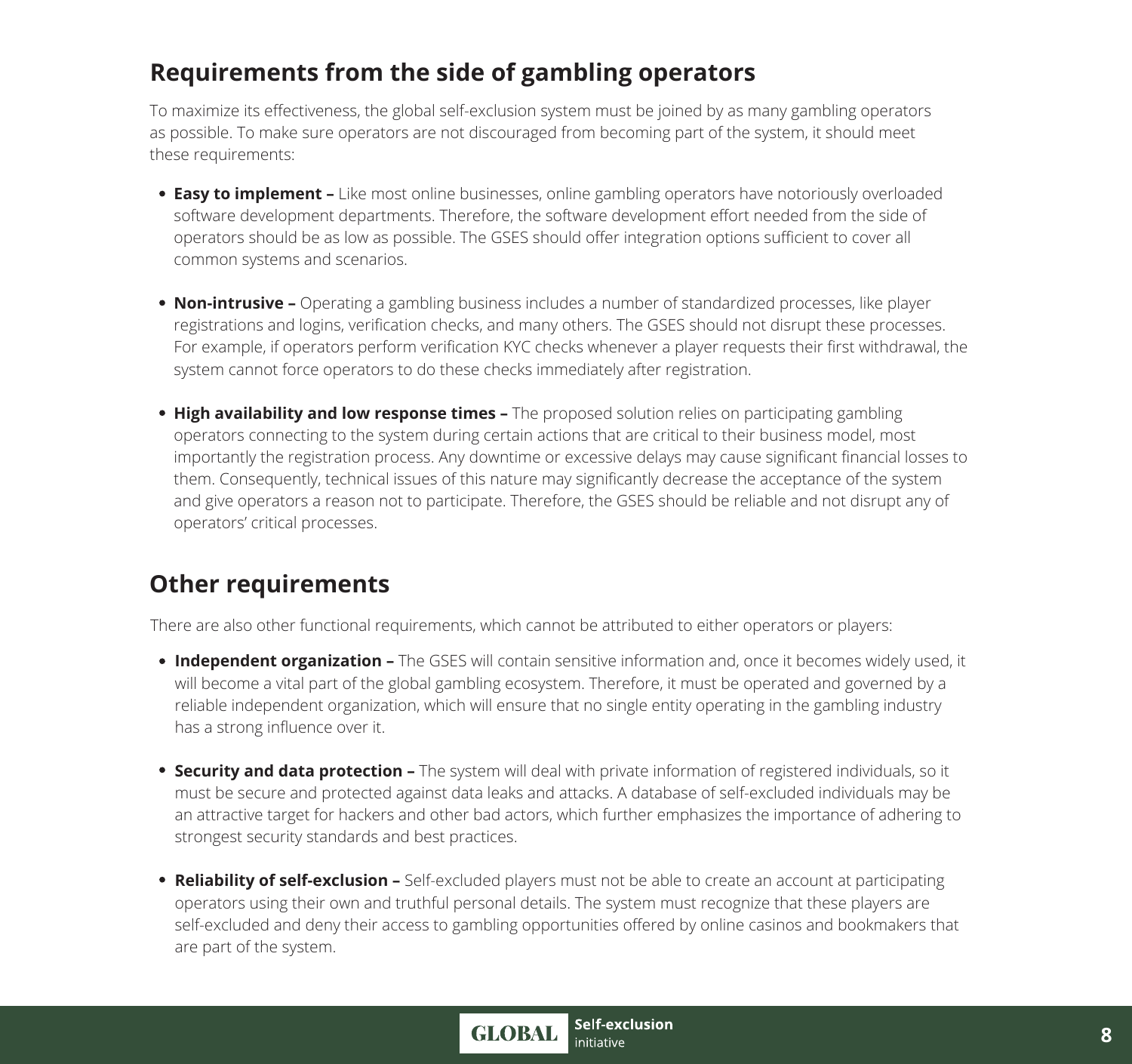## Requirements from the side of gambling operators

To maximize its effectiveness, the global self-exclusion system must be joined by as many gambling operators as possible. To make sure operators are not discouraged from becoming part of the system, it should meet these requirements:

- **Easy to implement –** Like most online businesses, online gambling operators have notoriously overloaded software development departments. Therefore, the software development effort needed from the side of operators should be as low as possible. The GSES should offer integration options sufficient to cover all common systems and scenarios.

- **Non-intrusive –** Operating a gambling business includes a number of standardized processes, like player registrations and logins, verification checks, and many others. The GSES should not disrupt these processes. For example, if operators perform verification KYC checks whenever a player requests their first withdrawal, the system cannot force operators to do these checks immediately after registration.

- **High availability and low response times –** The proposed solution relies on participating gambling operators connecting to the system during certain actions that are critical to their business model, most importantly the registration process. Any downtime or excessive delays may cause significant financial losses to them. Consequently, technical issues of this nature may significantly decrease the acceptance of the system and give operators a reason not to participate. Therefore, the GSES should be reliable and not disrupt any of operators' critical processes.

## Other requirements

There are also other functional requirements, which cannot be attributed to either operators or players:

- **Independent organization –** The GSES will contain sensitive information and, once it becomes widely used, it will become a vital part of the global gambling ecosystem. Therefore, it must be operated and governed by a reliable independent organization, which will ensure that no single entity operating in the gambling industry has a strong influence over it.

- **Security and data protection –** The system will deal with private information of registered individuals, so it must be secure and protected against data leaks and attacks. A database of self-excluded individuals may be an attractive target for hackers and other bad actors, which further emphasizes the importance of adhering to strongest security standards and best practices.

- **Reliability of self-exclusion –** Self-excluded players must not be able to create an account at participating operators using their own and truthful personal details. The system must recognize that these players are self-excluded and deny their access to gambling opportunities offered by online casinos and bookmakers that are part of the system.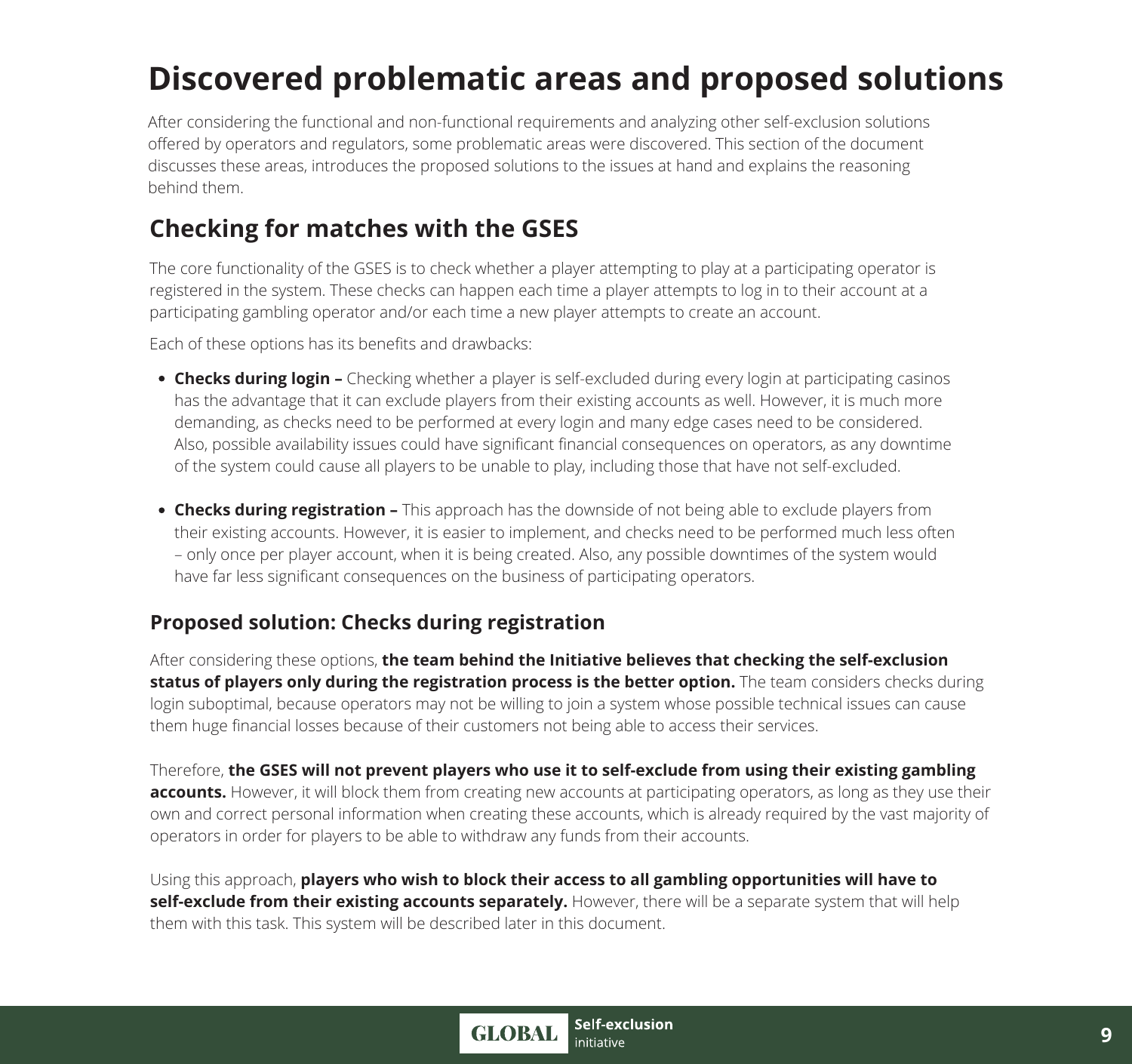# Discovered problematic areas and proposed solutions

After considering the functional and non-functional requirements and analyzing other self-exclusion solutions offered by operators and regulators, some problematic areas were discovered. This section of the document discusses these areas, introduces the proposed solutions to the issues at hand and explains the reasoning behind them.

## Checking for matches with the GSES

The core functionality of the GSES is to check whether a player attempting to play at a participating operator is registered in the system. These checks can happen each time a player attempts to log in to their account at a participating gambling operator and/or each time a new player attempts to create an account.

Each of these options has its benefits and drawbacks:

- **Checks during login –** Checking whether a player is self-excluded during every login at participating casinos has the advantage that it can exclude players from their existing accounts as well. However, it is much more demanding, as checks need to be performed at every login and many edge cases need to be considered. Also, possible availability issues could have significant financial consequences on operators, as any downtime of the system could cause all players to be unable to play, including those that have not self-excluded.

- **Checks during registration –** This approach has the downside of not being able to exclude players from their existing accounts. However, it is easier to implement, and checks need to be performed much less often – only once per player account, when it is being created. Also, any possible downtimes of the system would have far less significant consequences on the business of participating operators.

### Proposed solution: Checks during registration

After considering these options, **the team behind the Initiative believes that checking the self-exclusion status of players only during the registration process is the better option.** The team considers checks during login suboptimal, because operators may not be willing to join a system whose possible technical issues can cause them huge financial losses because of their customers not being able to access their services.

Therefore, **the GSES will not prevent players who use it to self-exclude from using their existing gambling accounts.** However, it will block them from creating new accounts at participating operators, as long as they use their own and correct personal information when creating these accounts, which is already required by the vast majority of operators in order for players to be able to withdraw any funds from their accounts.

Using this approach, **players who wish to block their access to all gambling opportunities will have to self-exclude from their existing accounts separately.** However, there will be a separate system that will help them with this task. This system will be described later in this document.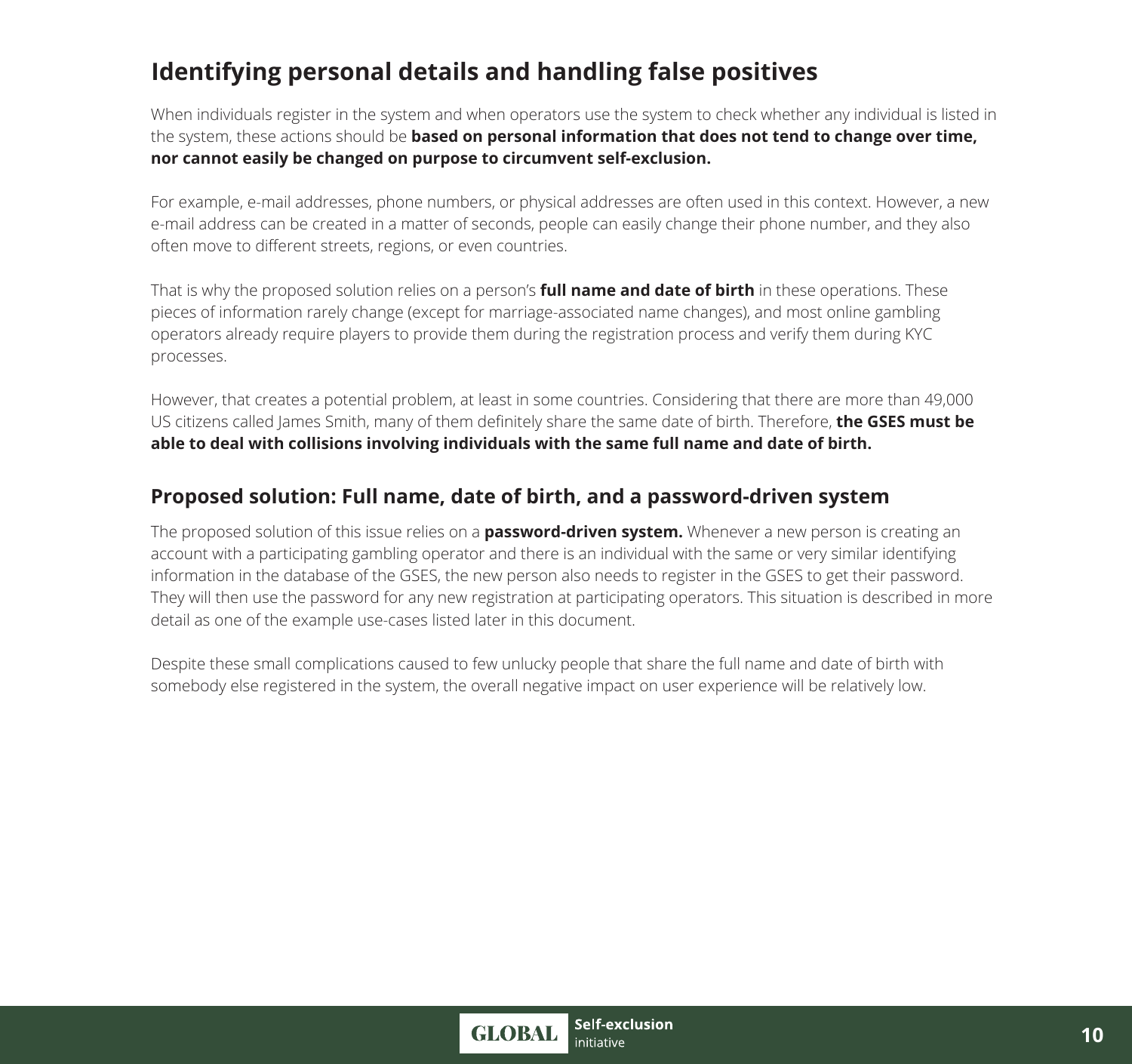## Identifying personal details and handling false positives

When individuals register in the system and when operators use the system to check whether any individual is listed in the system, these actions should be **based on personal information that does not tend to change over time, nor cannot easily be changed on purpose to circumvent self-exclusion.**

For example, e-mail addresses, phone numbers, or physical addresses are often used in this context. However, a new e-mail address can be created in a matter of seconds, people can easily change their phone number, and they also often move to different streets, regions, or even countries.

That is why the proposed solution relies on a person's **full name and date of birth** in these operations. These pieces of information rarely change (except for marriage-associated name changes), and most online gambling operators already require players to provide them during the registration process and verify them during KYC processes.

However, that creates a potential problem, at least in some countries. Considering that there are more than 49,000 US citizens called James Smith, many of them definitely share the same date of birth. Therefore, **the GSES must be able to deal with collisions involving individuals with the same full name and date of birth.**

### Proposed solution: Full name, date of birth, and a password-driven system

The proposed solution of this issue relies on a **password-driven system.** Whenever a new person is creating an account with a participating gambling operator and there is an individual with the same or very similar identifying information in the database of the GSES, the new person also needs to register in the GSES to get their password. They will then use the password for any new registration at participating operators. This situation is described in more detail as one of the example use-cases listed later in this document.

Despite these small complications caused to few unlucky people that share the full name and date of birth with somebody else registered in the system, the overall negative impact on user experience will be relatively low.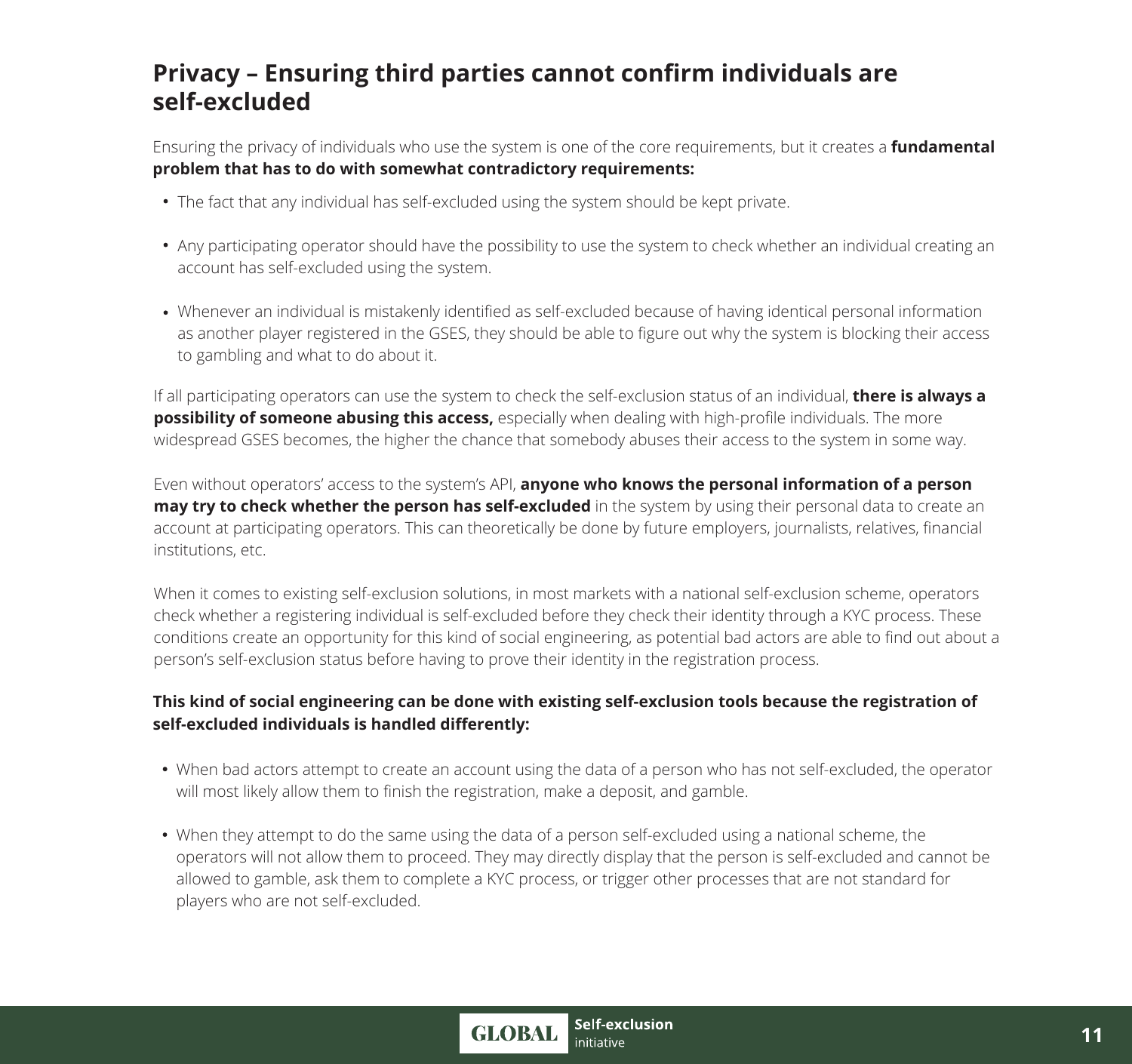## Privacy – Ensuring third parties cannot confirm individuals are self-excluded

Ensuring the privacy of individuals who use the system is one of the core requirements, but it creates a **fundamental problem that has to do with somewhat contradictory requirements:**

- The fact that any individual has self-excluded using the system should be kept private.
- Any participating operator should have the possibility to use the system to check whether an individual creating an account has self-excluded using the system.
- Whenever an individual is mistakenly identified as self-excluded because of having identical personal information as another player registered in the GSES, they should be able to figure out why the system is blocking their access to gambling and what to do about it.

If all participating operators can use the system to check the self-exclusion status of an individual, **there is always a possibility of someone abusing this access,** especially when dealing with high-profile individuals. The more widespread GSES becomes, the higher the chance that somebody abuses their access to the system in some way.

Even without operators' access to the system's API, **anyone who knows the personal information of a person may try to check whether the person has self-excluded** in the system by using their personal data to create an account at participating operators. This can theoretically be done by future employers, journalists, relatives, financial institutions, etc.

When it comes to existing self-exclusion solutions, in most markets with a national self-exclusion scheme, operators check whether a registering individual is self-excluded before they check their identity through a KYC process. These conditions create an opportunity for this kind of social engineering, as potential bad actors are able to find out about a person's self-exclusion status before having to prove their identity in the registration process.

**This kind of social engineering can be done with existing self-exclusion tools because the registration of self-excluded individuals is handled differently:**

- When bad actors attempt to create an account using the data of a person who has not self-excluded, the operator will most likely allow them to finish the registration, make a deposit, and gamble.
- When they attempt to do the same using the data of a person self-excluded using a national scheme, the operators will not allow them to proceed. They may directly display that the person is self-excluded and cannot be allowed to gamble, ask them to complete a KYC process, or trigger other processes that are not standard for players who are not self-excluded.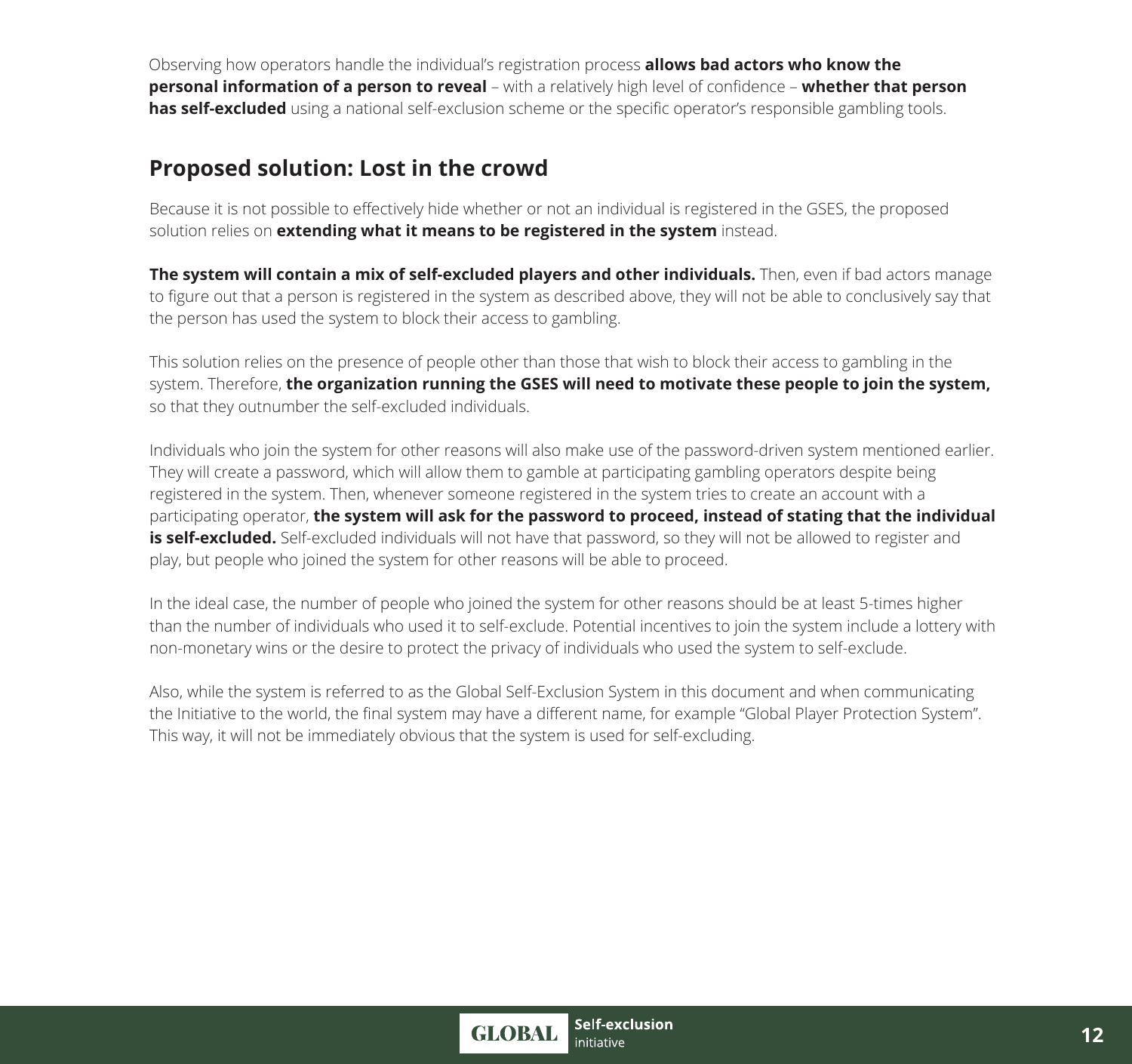Observing how operators handle the individual's registration process **allows bad actors who know the personal information of a person to reveal** – with a relatively high level of confidence – **whether that person has self-excluded** using a national self-exclusion scheme or the specific operator's responsible gambling tools.

## Proposed solution: Lost in the crowd

Because it is not possible to effectively hide whether or not an individual is registered in the GSES, the proposed solution relies on **extending what it means to be registered in the system** instead.

**The system will contain a mix of self-excluded players and other individuals.** Then, even if bad actors manage to figure out that a person is registered in the system as described above, they will not be able to conclusively say that the person has used the system to block their access to gambling.

This solution relies on the presence of people other than those that wish to block their access to gambling in the system. Therefore, **the organization running the GSES will need to motivate these people to join the system,** so that they outnumber the self-excluded individuals.

Individuals who join the system for other reasons will also make use of the password-driven system mentioned earlier. They will create a password, which will allow them to gamble at participating gambling operators despite being registered in the system. Then, whenever someone registered in the system tries to create an account with a participating operator, **the system will ask for the password to proceed, instead of stating that the individual is self-excluded.** Self-excluded individuals will not have that password, so they will not be allowed to register and play, but people who joined the system for other reasons will be able to proceed.

In the ideal case, the number of people who joined the system for other reasons should be at least 5-times higher than the number of individuals who used it to self-exclude. Potential incentives to join the system include a lottery with non-monetary wins or the desire to protect the privacy of individuals who used the system to self-exclude.

Also, while the system is referred to as the Global Self-Exclusion System in this document and when communicating the Initiative to the world, the final system may have a different name, for example "Global Player Protection System". This way, it will not be immediately obvious that the system is used for self-excluding.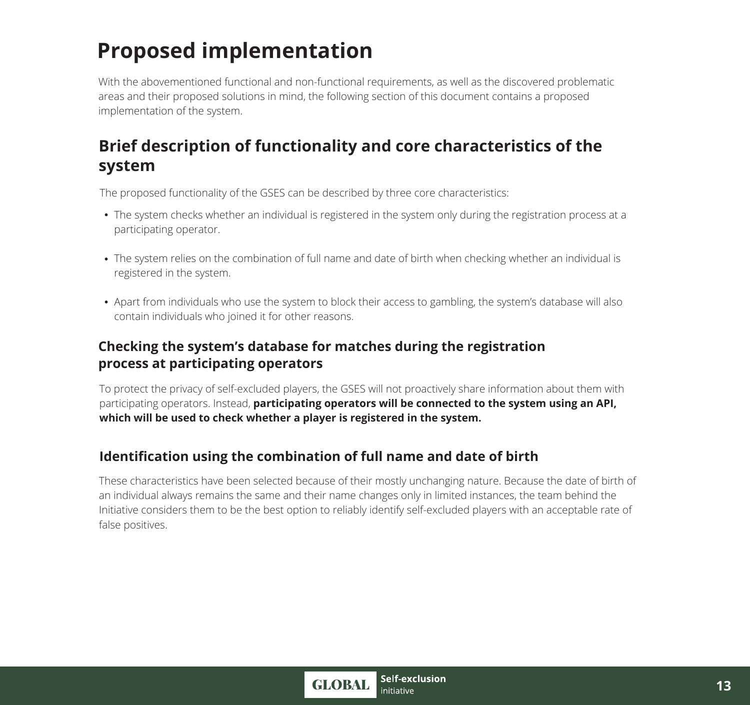# Proposed implementation

With the abovementioned functional and non-functional requirements, as well as the discovered problematic areas and their proposed solutions in mind, the following section of this document contains a proposed implementation of the system.

## Brief description of functionality and core characteristics of the system

The proposed functionality of the GSES can be described by three core characteristics:

- The system checks whether an individual is registered in the system only during the registration process at a participating operator.
- The system relies on the combination of full name and date of birth when checking whether an individual is registered in the system.
- Apart from individuals who use the system to block their access to gambling, the system's database will also contain individuals who joined it for other reasons.

### Checking the system's database for matches during the registration process at participating operators

To protect the privacy of self-excluded players, the GSES will not proactively share information about them with participating operators. Instead, **participating operators will be connected to the system using an API, which will be used to check whether a player is registered in the system.**

### Identification using the combination of full name and date of birth

These characteristics have been selected because of their mostly unchanging nature. Because the date of birth of an individual always remains the same and their name changes only in limited instances, the team behind the Initiative considers them to be the best option to reliably identify self-excluded players with an acceptable rate of false positives.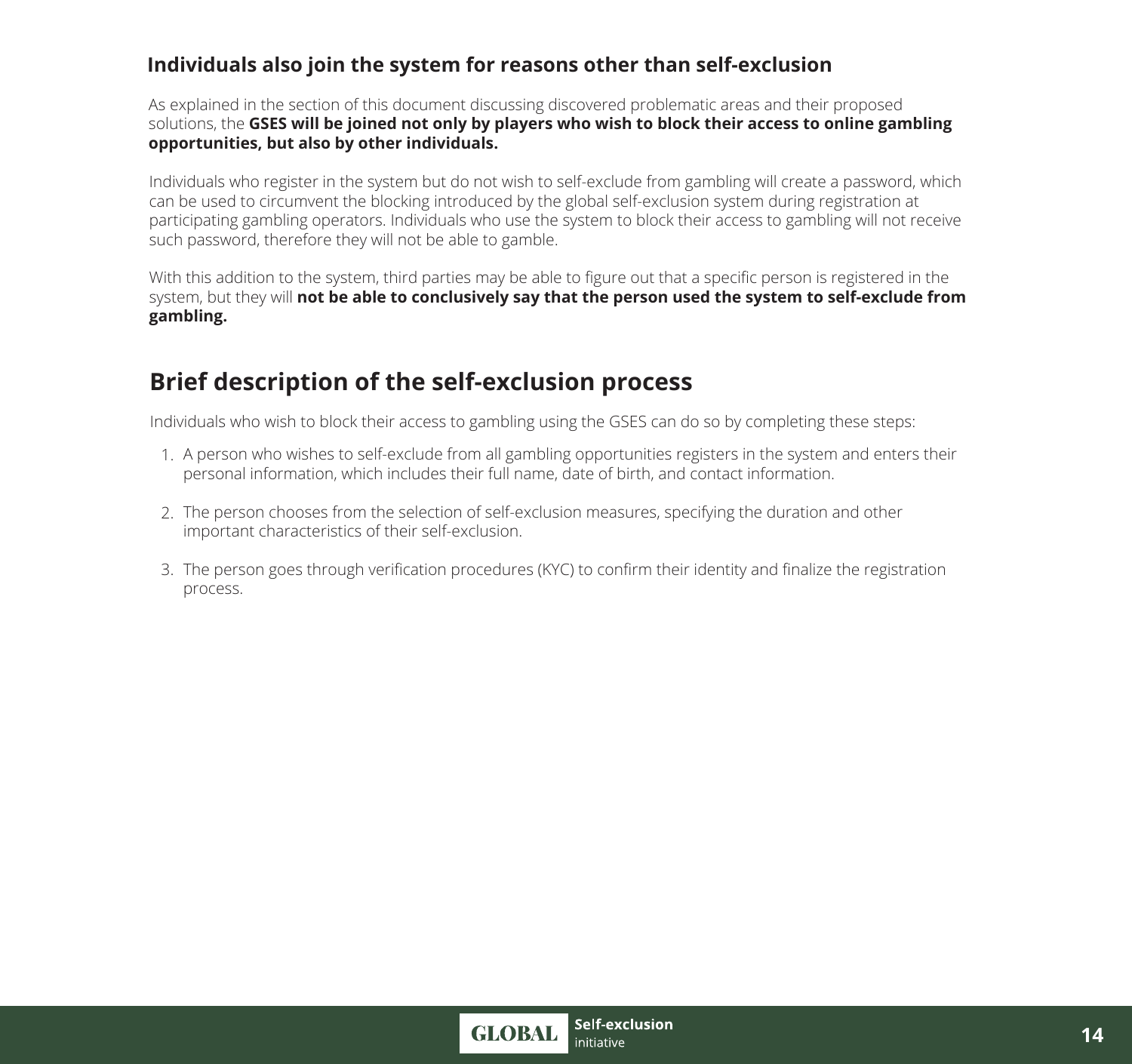### Individuals also join the system for reasons other than self-exclusion

As explained in the section of this document discussing discovered problematic areas and their proposed solutions, the **GSES will be joined not only by players who wish to block their access to online gambling opportunities, but also by other individuals.**

Individuals who register in the system but do not wish to self-exclude from gambling will create a password, which can be used to circumvent the blocking introduced by the global self-exclusion system during registration at participating gambling operators. Individuals who use the system to block their access to gambling will not receive such password, therefore they will not be able to gamble.

With this addition to the system, third parties may be able to figure out that a specific person is registered in the system, but they will **not be able to conclusively say that the person used the system to self-exclude from gambling.**

## Brief description of the self-exclusion process

Individuals who wish to block their access to gambling using the GSES can do so by completing these steps:

1. A person who wishes to self-exclude from all gambling opportunities registers in the system and enters their personal information, which includes their full name, date of birth, and contact information.

2. The person chooses from the selection of self-exclusion measures, specifying the duration and other important characteristics of their self-exclusion.

3. The person goes through verification procedures (KYC) to confirm their identity and finalize the registration process.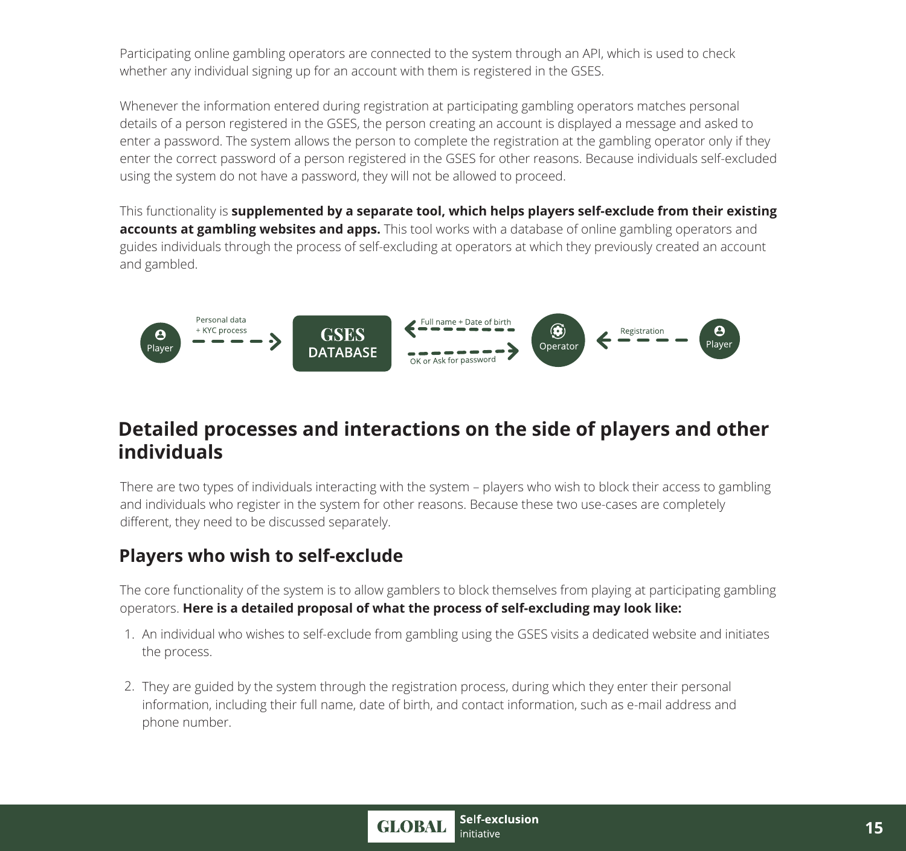Participating online gambling operators are connected to the system through an API, which is used to check whether any individual signing up for an account with them is registered in the GSES.

Whenever the information entered during registration at participating gambling operators matches personal details of a person registered in the GSES, the person creating an account is displayed a message and asked to enter a password. The system allows the person to complete the registration at the gambling operator only if they enter the correct password of a person registered in the GSES for other reasons. Because individuals self-excluded using the system do not have a password, they will not be allowed to proceed.

This functionality is **supplemented by a separate tool, which helps players self-exclude from their existing accounts at gambling websites and apps.** This tool works with a database of online gambling operators and guides individuals through the process of self-excluding at operators at which they previously created an account and gambled.

Player → Personal data + KYC process → GSES DATABASE ← Full name + Date of birth ← Operator ← Registration ← Player

GSES DATABASE → OK or Ask for password → Operator

## Detailed processes and interactions on the side of players and other individuals

There are two types of individuals interacting with the system – players who wish to block their access to gambling and individuals who register in the system for other reasons. Because these two use-cases are completely different, they need to be discussed separately.

### Players who wish to self-exclude

The core functionality of the system is to allow gamblers to block themselves from playing at participating gambling operators. **Here is a detailed proposal of what the process of self-excluding may look like:**

1. An individual who wishes to self-exclude from gambling using the GSES visits a dedicated website and initiates the process.
2. They are guided by the system through the registration process, during which they enter their personal information, including their full name, date of birth, and contact information, such as e-mail address and phone number.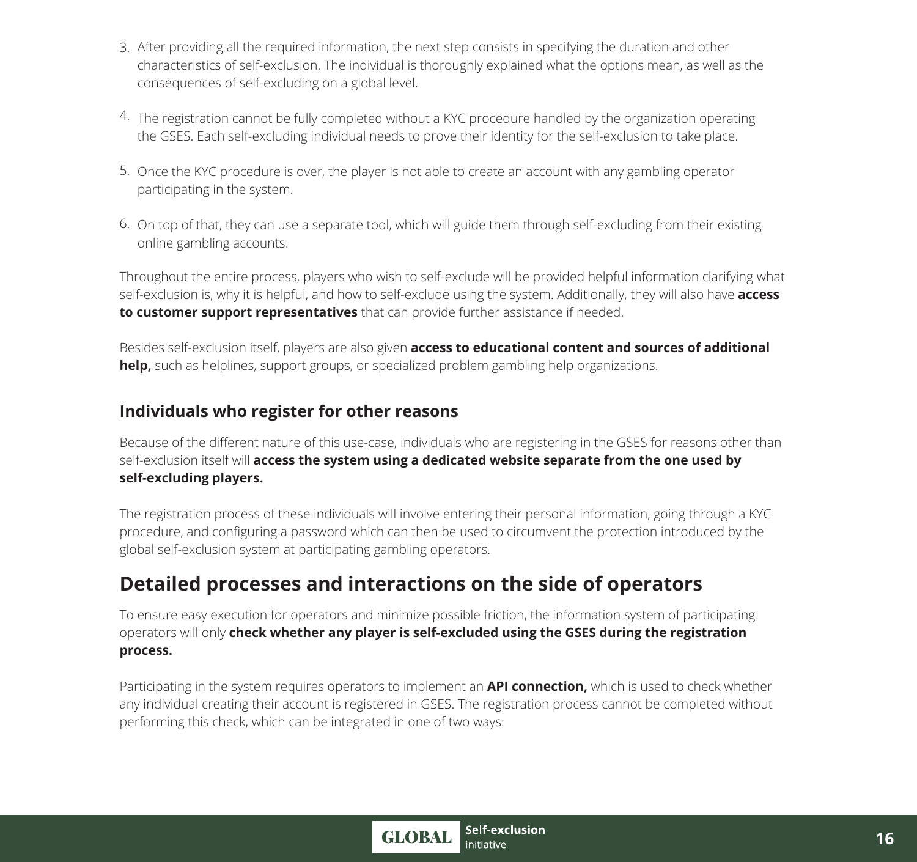3. After providing all the required information, the next step consists in specifying the duration and other characteristics of self-exclusion. The individual is thoroughly explained what the options mean, as well as the consequences of self-excluding on a global level.

4. The registration cannot be fully completed without a KYC procedure handled by the organization operating the GSES. Each self-excluding individual needs to prove their identity for the self-exclusion to take place.

5. Once the KYC procedure is over, the player is not able to create an account with any gambling operator participating in the system.

6. On top of that, they can use a separate tool, which will guide them through self-excluding from their existing online gambling accounts.

Throughout the entire process, players who wish to self-exclude will be provided helpful information clarifying what self-exclusion is, why it is helpful, and how to self-exclude using the system. Additionally, they will also have **access to customer support representatives** that can provide further assistance if needed.

Besides self-exclusion itself, players are also given **access to educational content and sources of additional help,** such as helplines, support groups, or specialized problem gambling help organizations.

### Individuals who register for other reasons

Because of the different nature of this use-case, individuals who are registering in the GSES for reasons other than self-exclusion itself will **access the system using a dedicated website separate from the one used by self-excluding players.**

The registration process of these individuals will involve entering their personal information, going through a KYC procedure, and configuring a password which can then be used to circumvent the protection introduced by the global self-exclusion system at participating gambling operators.

## Detailed processes and interactions on the side of operators

To ensure easy execution for operators and minimize possible friction, the information system of participating operators will only **check whether any player is self-excluded using the GSES during the registration process.**

Participating in the system requires operators to implement an **API connection,** which is used to check whether any individual creating their account is registered in GSES. The registration process cannot be completed without performing this check, which can be integrated in one of two ways: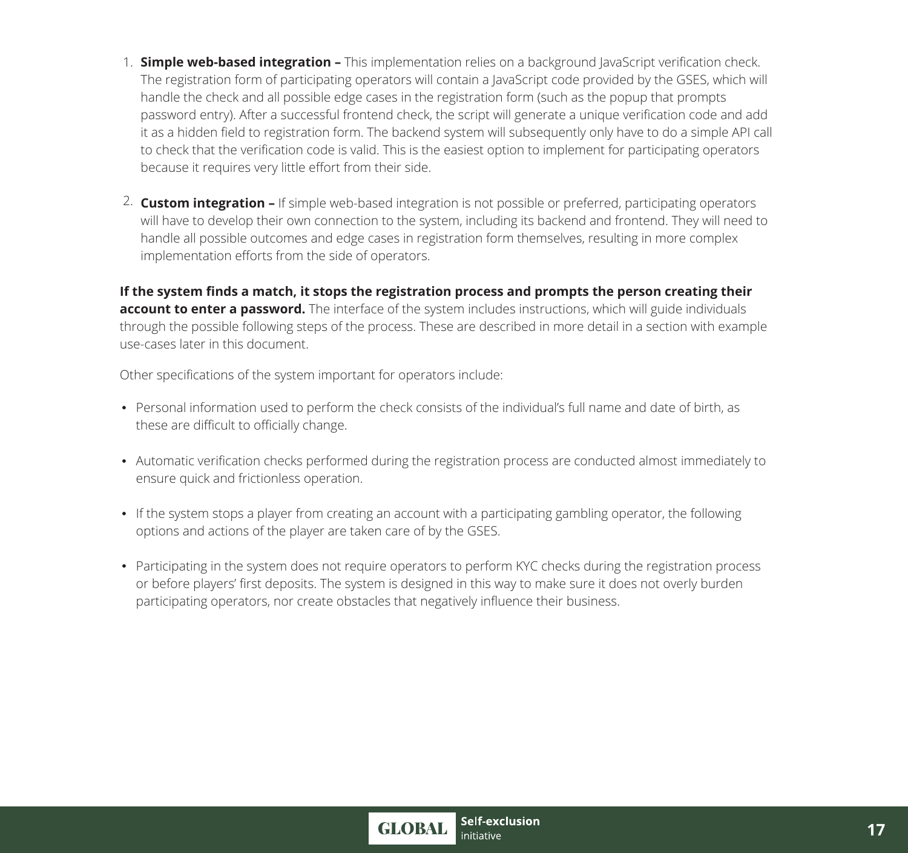1. **Simple web-based integration –** This implementation relies on a background JavaScript verification check. The registration form of participating operators will contain a JavaScript code provided by the GSES, which will handle the check and all possible edge cases in the registration form (such as the popup that prompts password entry). After a successful frontend check, the script will generate a unique verification code and add it as a hidden field to registration form. The backend system will subsequently only have to do a simple API call to check that the verification code is valid. This is the easiest option to implement for participating operators because it requires very little effort from their side.

2. **Custom integration –** If simple web-based integration is not possible or preferred, participating operators will have to develop their own connection to the system, including its backend and frontend. They will need to handle all possible outcomes and edge cases in registration form themselves, resulting in more complex implementation efforts from the side of operators.

**If the system finds a match, it stops the registration process and prompts the person creating their account to enter a password.** The interface of the system includes instructions, which will guide individuals through the possible following steps of the process. These are described in more detail in a section with example use-cases later in this document.

Other specifications of the system important for operators include:

- Personal information used to perform the check consists of the individual's full name and date of birth, as these are difficult to officially change.
- Automatic verification checks performed during the registration process are conducted almost immediately to ensure quick and frictionless operation.
- If the system stops a player from creating an account with a participating gambling operator, the following options and actions of the player are taken care of by the GSES.
- Participating in the system does not require operators to perform KYC checks during the registration process or before players' first deposits. The system is designed in this way to make sure it does not overly burden participating operators, nor create obstacles that negatively influence their business.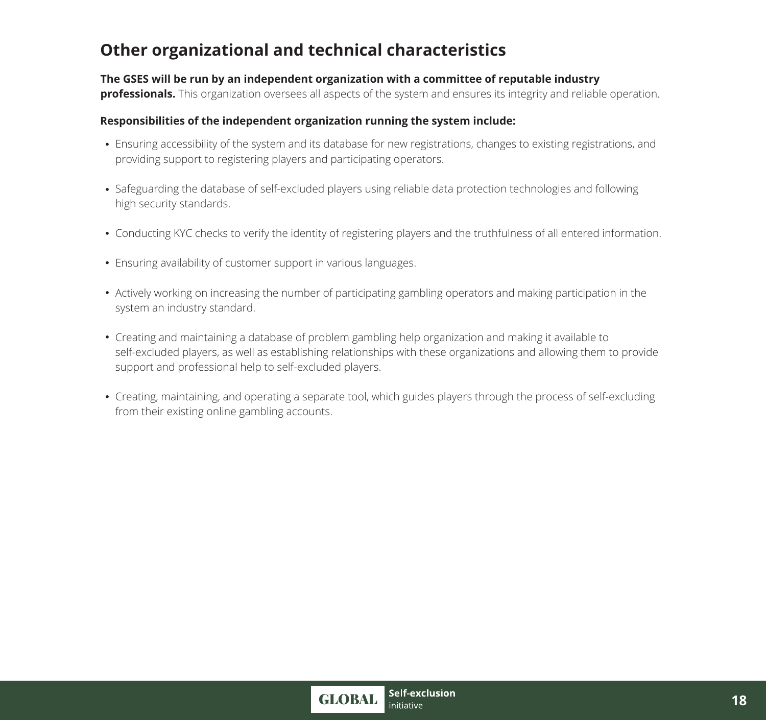## Other organizational and technical characteristics

**The GSES will be run by an independent organization with a committee of reputable industry professionals.** This organization oversees all aspects of the system and ensures its integrity and reliable operation.

**Responsibilities of the independent organization running the system include:**

- Ensuring accessibility of the system and its database for new registrations, changes to existing registrations, and providing support to registering players and participating operators.
- Safeguarding the database of self-excluded players using reliable data protection technologies and following high security standards.
- Conducting KYC checks to verify the identity of registering players and the truthfulness of all entered information.
- Ensuring availability of customer support in various languages.
- Actively working on increasing the number of participating gambling operators and making participation in the system an industry standard.
- Creating and maintaining a database of problem gambling help organization and making it available to self-excluded players, as well as establishing relationships with these organizations and allowing them to provide support and professional help to self-excluded players.
- Creating, maintaining, and operating a separate tool, which guides players through the process of self-excluding from their existing online gambling accounts.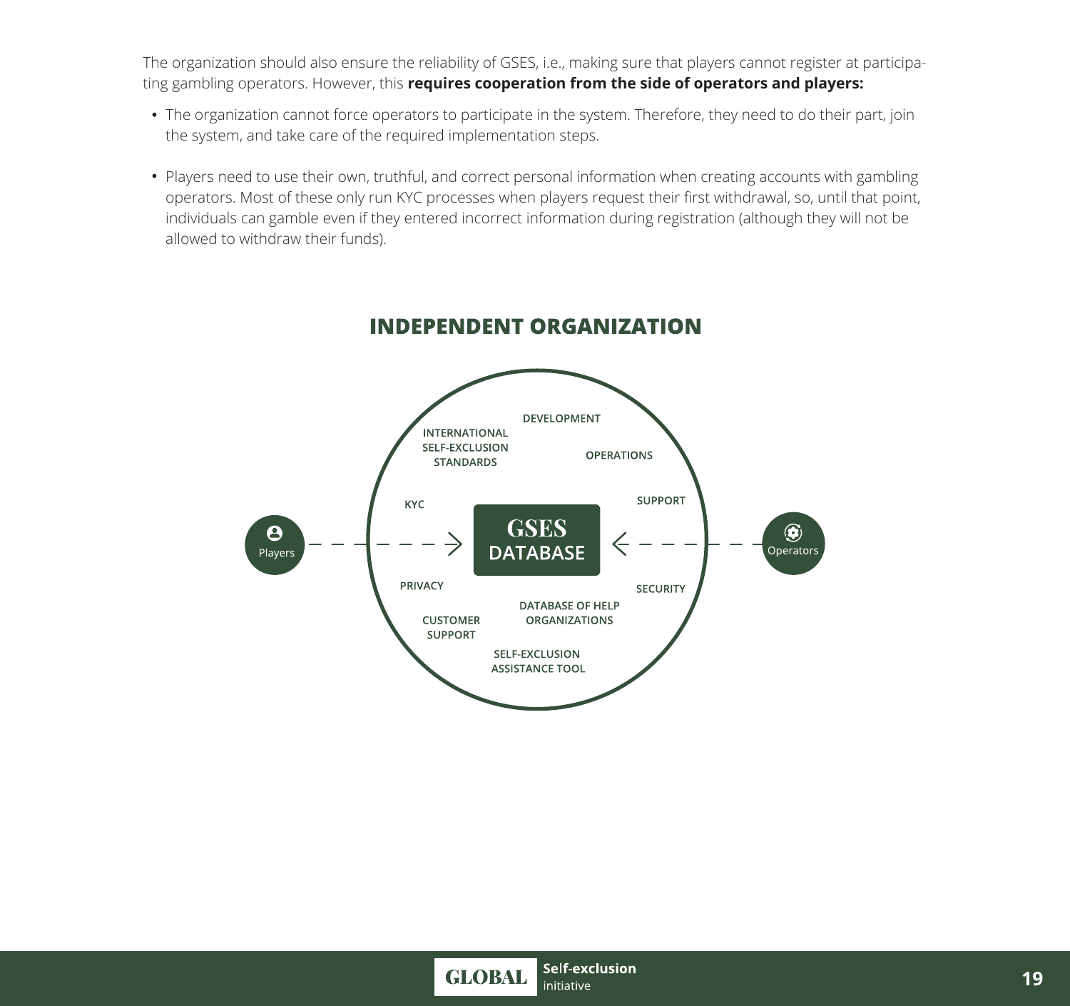The organization should also ensure the reliability of GSES, i.e., making sure that players cannot register at participating gambling operators. However, this **requires cooperation from the side of operators and players:**

- The organization cannot force operators to participate in the system. Therefore, they need to do their part, join the system, and take care of the required implementation steps.
- Players need to use their own, truthful, and correct personal information when creating accounts with gambling operators. Most of these only run KYC processes when players request their first withdrawal, so, until that point, individuals can gamble even if they entered incorrect information during registration (although they will not be allowed to withdraw their funds).

## INDEPENDENT ORGANIZATION

Players → **GSES DATABASE** ← Operators

DEVELOPMENT
INTERNATIONAL SELF-EXCLUSION STANDARDS
OPERATIONS
KYC
SUPPORT
PRIVACY
SECURITY
DATABASE OF HELP ORGANIZATIONS
CUSTOMER SUPPORT
SELF-EXCLUSION ASSISTANCE TOOL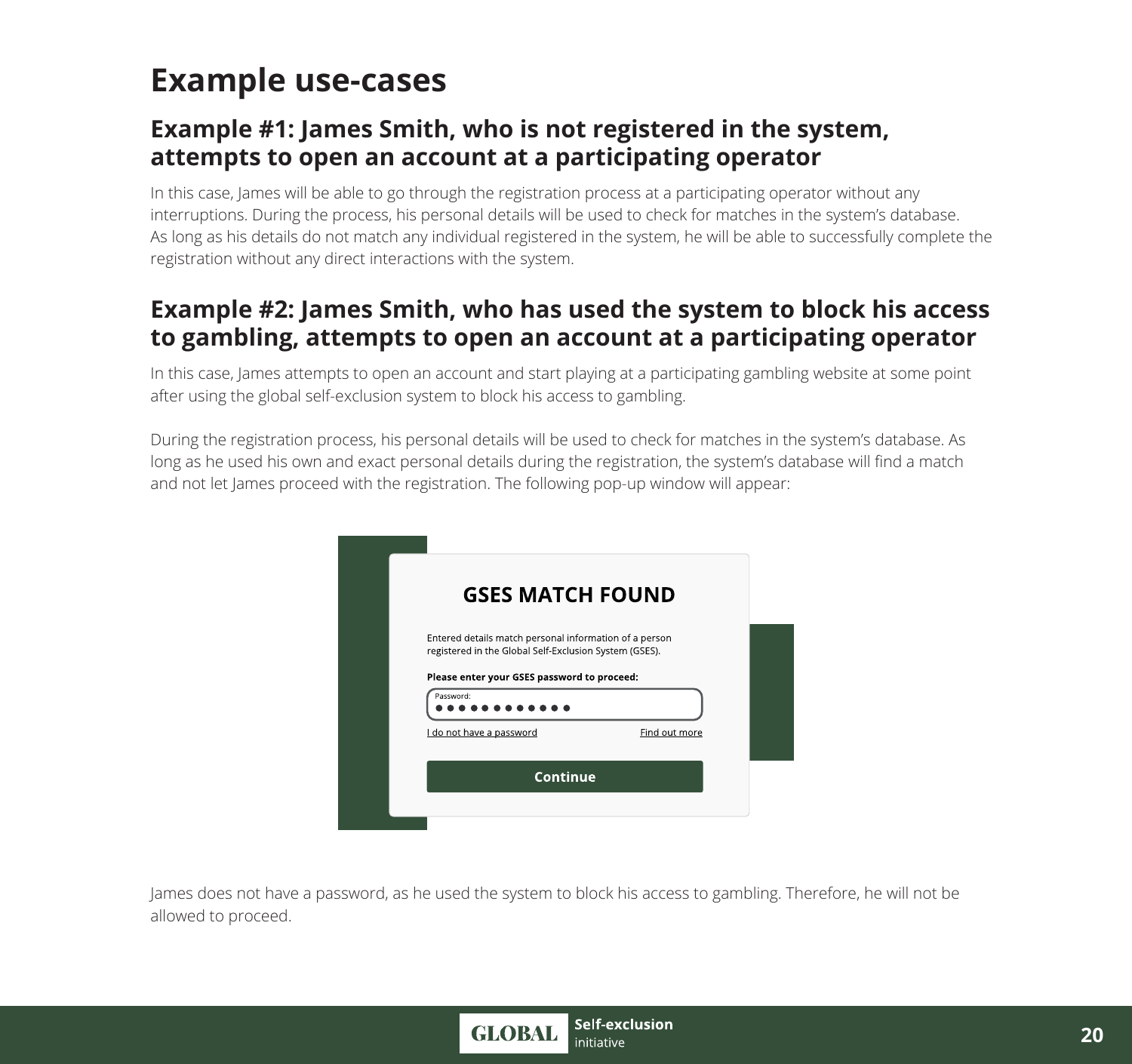# Example use-cases

## Example #1: James Smith, who is not registered in the system, attempts to open an account at a participating operator

In this case, James will be able to go through the registration process at a participating operator without any interruptions. During the process, his personal details will be used to check for matches in the system's database. As long as his details do not match any individual registered in the system, he will be able to successfully complete the registration without any direct interactions with the system.

## Example #2: James Smith, who has used the system to block his access to gambling, attempts to open an account at a participating operator

In this case, James attempts to open an account and start playing at a participating gambling website at some point after using the global self-exclusion system to block his access to gambling.

During the registration process, his personal details will be used to check for matches in the system's database. As long as he used his own and exact personal details during the registration, the system's database will find a match and not let James proceed with the registration. The following pop-up window will appear:

> **GSES MATCH FOUND**
>
> Entered details match personal information of a person registered in the Global Self-Exclusion System (GSES).
>
> **Please enter your GSES password to proceed:**
>
> Password: ●●●●●●●●●●●●
>
> I do not have a password — Find out more
>
> **Continue**

James does not have a password, as he used the system to block his access to gambling. Therefore, he will not be allowed to proceed.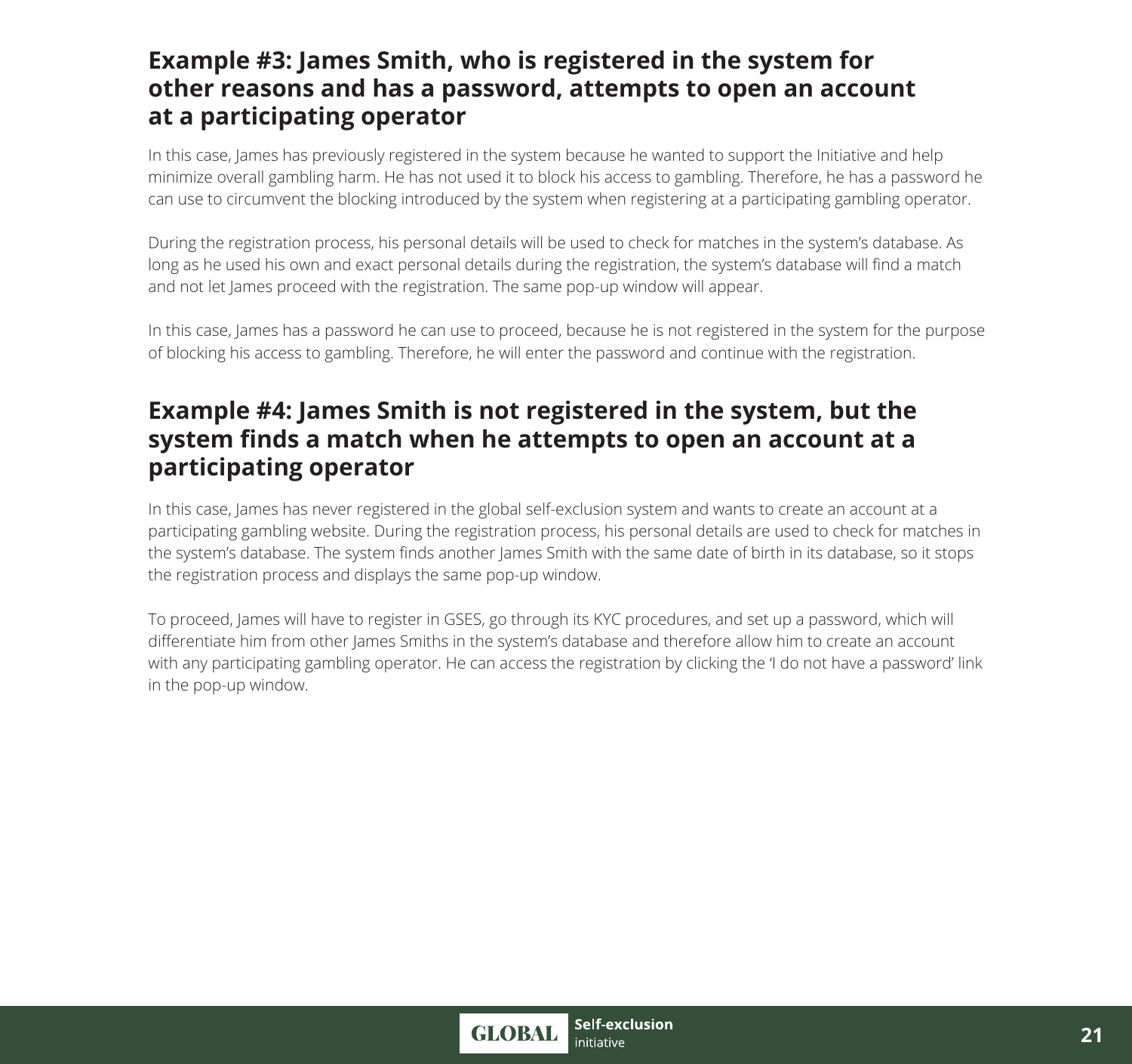## Example #3: James Smith, who is registered in the system for other reasons and has a password, attempts to open an account at a participating operator

In this case, James has previously registered in the system because he wanted to support the Initiative and help minimize overall gambling harm. He has not used it to block his access to gambling. Therefore, he has a password he can use to circumvent the blocking introduced by the system when registering at a participating gambling operator.

During the registration process, his personal details will be used to check for matches in the system's database. As long as he used his own and exact personal details during the registration, the system's database will find a match and not let James proceed with the registration. The same pop-up window will appear.

In this case, James has a password he can use to proceed, because he is not registered in the system for the purpose of blocking his access to gambling. Therefore, he will enter the password and continue with the registration.

## Example #4: James Smith is not registered in the system, but the system finds a match when he attempts to open an account at a participating operator

In this case, James has never registered in the global self-exclusion system and wants to create an account at a participating gambling website. During the registration process, his personal details are used to check for matches in the system's database. The system finds another James Smith with the same date of birth in its database, so it stops the registration process and displays the same pop-up window.

To proceed, James will have to register in GSES, go through its KYC procedures, and set up a password, which will differentiate him from other James Smiths in the system's database and therefore allow him to create an account with any participating gambling operator. He can access the registration by clicking the 'I do not have a password' link in the pop-up window.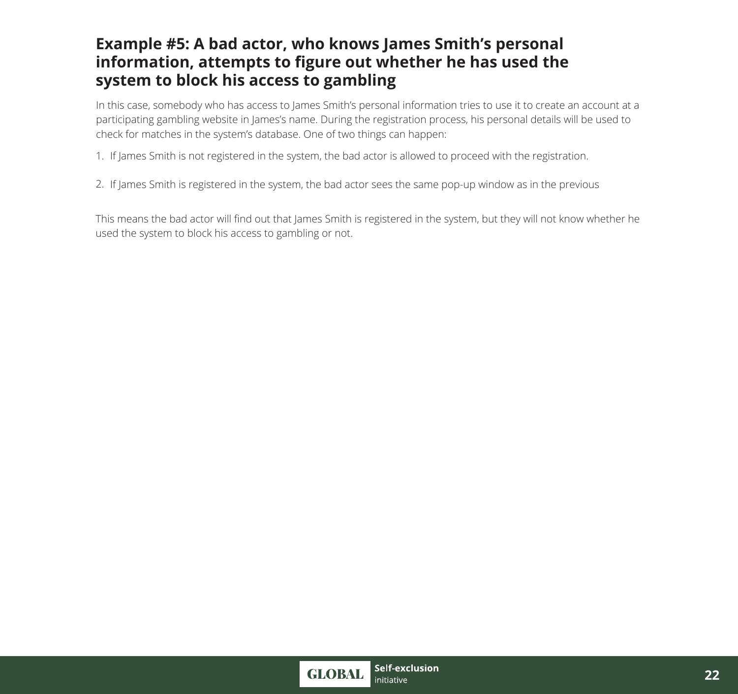### Example #5: A bad actor, who knows James Smith's personal information, attempts to figure out whether he has used the system to block his access to gambling

In this case, somebody who has access to James Smith's personal information tries to use it to create an account at a participating gambling website in James's name. During the registration process, his personal details will be used to check for matches in the system's database. One of two things can happen:

1. If James Smith is not registered in the system, the bad actor is allowed to proceed with the registration.

2. If James Smith is registered in the system, the bad actor sees the same pop-up window as in the previous

This means the bad actor will find out that James Smith is registered in the system, but they will not know whether he used the system to block his access to gambling or not.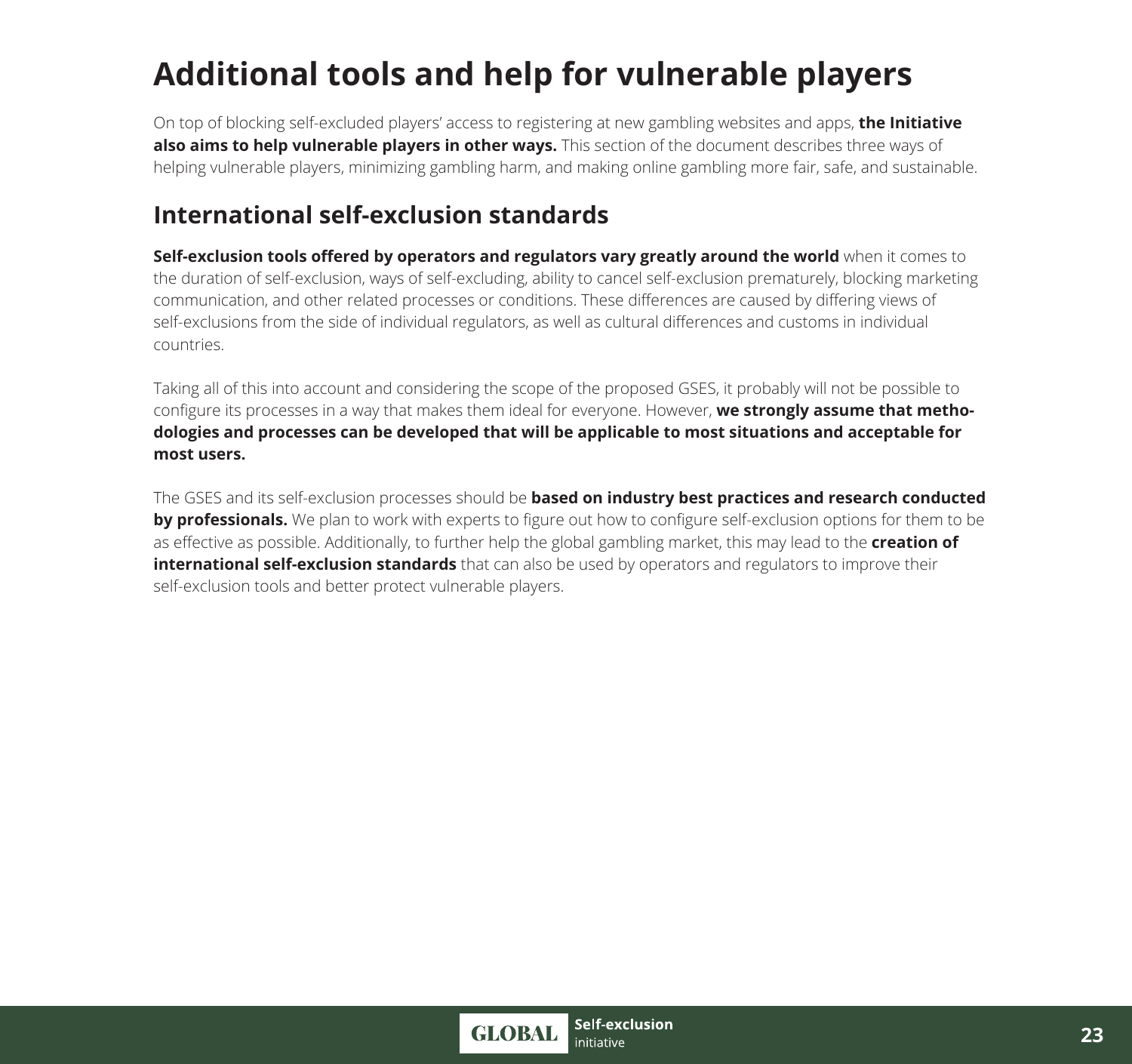# Additional tools and help for vulnerable players

On top of blocking self-excluded players' access to registering at new gambling websites and apps, **the Initiative also aims to help vulnerable players in other ways.** This section of the document describes three ways of helping vulnerable players, minimizing gambling harm, and making online gambling more fair, safe, and sustainable.

## International self-exclusion standards

**Self-exclusion tools offered by operators and regulators vary greatly around the world** when it comes to the duration of self-exclusion, ways of self-excluding, ability to cancel self-exclusion prematurely, blocking marketing communication, and other related processes or conditions. These differences are caused by differing views of self-exclusions from the side of individual regulators, as well as cultural differences and customs in individual countries.

Taking all of this into account and considering the scope of the proposed GSES, it probably will not be possible to configure its processes in a way that makes them ideal for everyone. However, **we strongly assume that methodologies and processes can be developed that will be applicable to most situations and acceptable for most users.**

The GSES and its self-exclusion processes should be **based on industry best practices and research conducted by professionals.** We plan to work with experts to figure out how to configure self-exclusion options for them to be as effective as possible. Additionally, to further help the global gambling market, this may lead to the **creation of international self-exclusion standards** that can also be used by operators and regulators to improve their self-exclusion tools and better protect vulnerable players.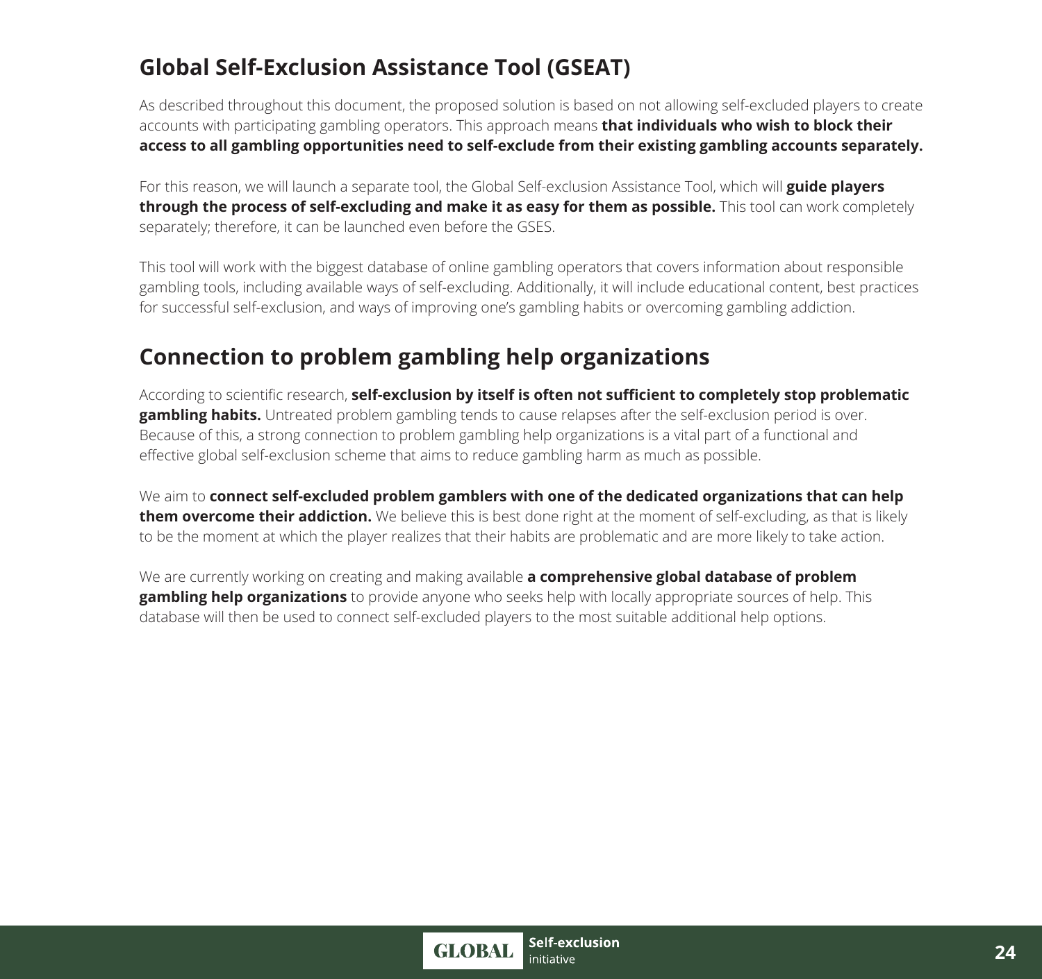## Global Self-Exclusion Assistance Tool (GSEAT)

As described throughout this document, the proposed solution is based on not allowing self-excluded players to create accounts with participating gambling operators. This approach means **that individuals who wish to block their access to all gambling opportunities need to self-exclude from their existing gambling accounts separately.**

For this reason, we will launch a separate tool, the Global Self-exclusion Assistance Tool, which will **guide players through the process of self-excluding and make it as easy for them as possible.** This tool can work completely separately; therefore, it can be launched even before the GSES.

This tool will work with the biggest database of online gambling operators that covers information about responsible gambling tools, including available ways of self-excluding. Additionally, it will include educational content, best practices for successful self-exclusion, and ways of improving one's gambling habits or overcoming gambling addiction.

## Connection to problem gambling help organizations

According to scientific research, **self-exclusion by itself is often not sufficient to completely stop problematic gambling habits.** Untreated problem gambling tends to cause relapses after the self-exclusion period is over. Because of this, a strong connection to problem gambling help organizations is a vital part of a functional and effective global self-exclusion scheme that aims to reduce gambling harm as much as possible.

We aim to **connect self-excluded problem gamblers with one of the dedicated organizations that can help them overcome their addiction.** We believe this is best done right at the moment of self-excluding, as that is likely to be the moment at which the player realizes that their habits are problematic and are more likely to take action.

We are currently working on creating and making available **a comprehensive global database of problem gambling help organizations** to provide anyone who seeks help with locally appropriate sources of help. This database will then be used to connect self-excluded players to the most suitable additional help options.